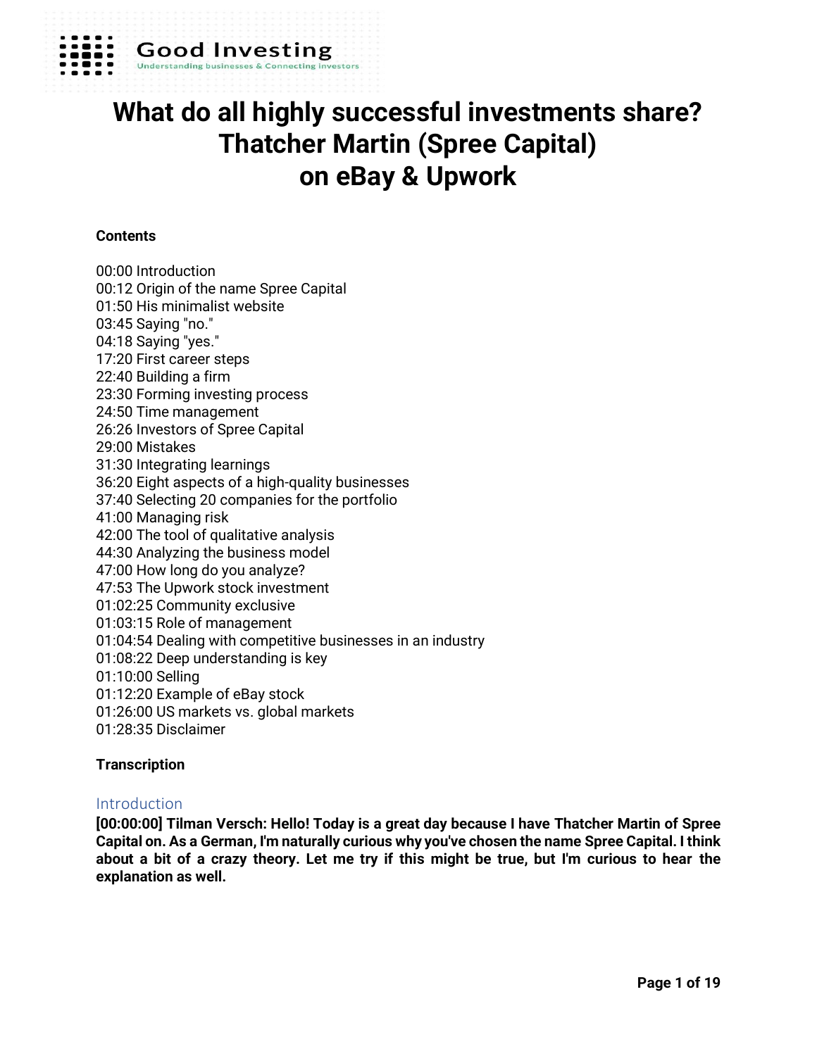Good Investing
Understanding businesses & Connecting investors

# What do all highly successful investments share? Thatcher Martin (Spree Capital) on eBay & Upwork

**Contents**

00:00 Introduction
00:12 Origin of the name Spree Capital
01:50 His minimalist website
03:45 Saying "no."
04:18 Saying "yes."
17:20 First career steps
22:40 Building a firm
23:30 Forming investing process
24:50 Time management
26:26 Investors of Spree Capital
29:00 Mistakes
31:30 Integrating learnings
36:20 Eight aspects of a high-quality businesses
37:40 Selecting 20 companies for the portfolio
41:00 Managing risk
42:00 The tool of qualitative analysis
44:30 Analyzing the business model
47:00 How long do you analyze?
47:53 The Upwork stock investment
01:02:25 Community exclusive
01:03:15 Role of management
01:04:54 Dealing with competitive businesses in an industry
01:08:22 Deep understanding is key
01:10:00 Selling
01:12:20 Example of eBay stock
01:26:00 US markets vs. global markets
01:28:35 Disclaimer

**Transcription**

## Introduction

**[00:00:00] Tilman Versch: Hello! Today is a great day because I have Thatcher Martin of Spree Capital on. As a German, I'm naturally curious why you've chosen the name Spree Capital. I think about a bit of a crazy theory. Let me try if this might be true, but I'm curious to hear the explanation as well.**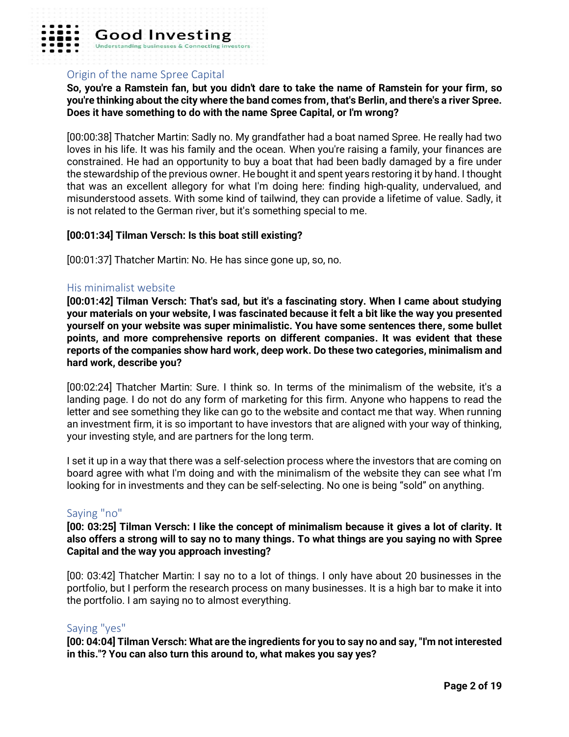## Origin of the name Spree Capital

**So, you're a Ramstein fan, but you didn't dare to take the name of Ramstein for your firm, so you're thinking about the city where the band comes from, that's Berlin, and there's a river Spree. Does it have something to do with the name Spree Capital, or I'm wrong?**

[00:00:38] Thatcher Martin: Sadly no. My grandfather had a boat named Spree. He really had two loves in his life. It was his family and the ocean. When you're raising a family, your finances are constrained. He had an opportunity to buy a boat that had been badly damaged by a fire under the stewardship of the previous owner. He bought it and spent years restoring it by hand. I thought that was an excellent allegory for what I'm doing here: finding high-quality, undervalued, and misunderstood assets. With some kind of tailwind, they can provide a lifetime of value. Sadly, it is not related to the German river, but it's something special to me.

**[00:01:34] Tilman Versch: Is this boat still existing?**

[00:01:37] Thatcher Martin: No. He has since gone up, so, no.

## His minimalist website

**[00:01:42] Tilman Versch: That's sad, but it's a fascinating story. When I came about studying your materials on your website, I was fascinated because it felt a bit like the way you presented yourself on your website was super minimalistic. You have some sentences there, some bullet points, and more comprehensive reports on different companies. It was evident that these reports of the companies show hard work, deep work. Do these two categories, minimalism and hard work, describe you?**

[00:02:24] Thatcher Martin: Sure. I think so. In terms of the minimalism of the website, it's a landing page. I do not do any form of marketing for this firm. Anyone who happens to read the letter and see something they like can go to the website and contact me that way. When running an investment firm, it is so important to have investors that are aligned with your way of thinking, your investing style, and are partners for the long term.

I set it up in a way that there was a self-selection process where the investors that are coming on board agree with what I'm doing and with the minimalism of the website they can see what I'm looking for in investments and they can be self-selecting. No one is being "sold" on anything.

## Saying "no"

**[00: 03:25] Tilman Versch: I like the concept of minimalism because it gives a lot of clarity. It also offers a strong will to say no to many things. To what things are you saying no with Spree Capital and the way you approach investing?**

[00: 03:42] Thatcher Martin: I say no to a lot of things. I only have about 20 businesses in the portfolio, but I perform the research process on many businesses. It is a high bar to make it into the portfolio. I am saying no to almost everything.

## Saying "yes"

**[00: 04:04] Tilman Versch: What are the ingredients for you to say no and say, "I'm not interested in this."? You can also turn this around to, what makes you say yes?**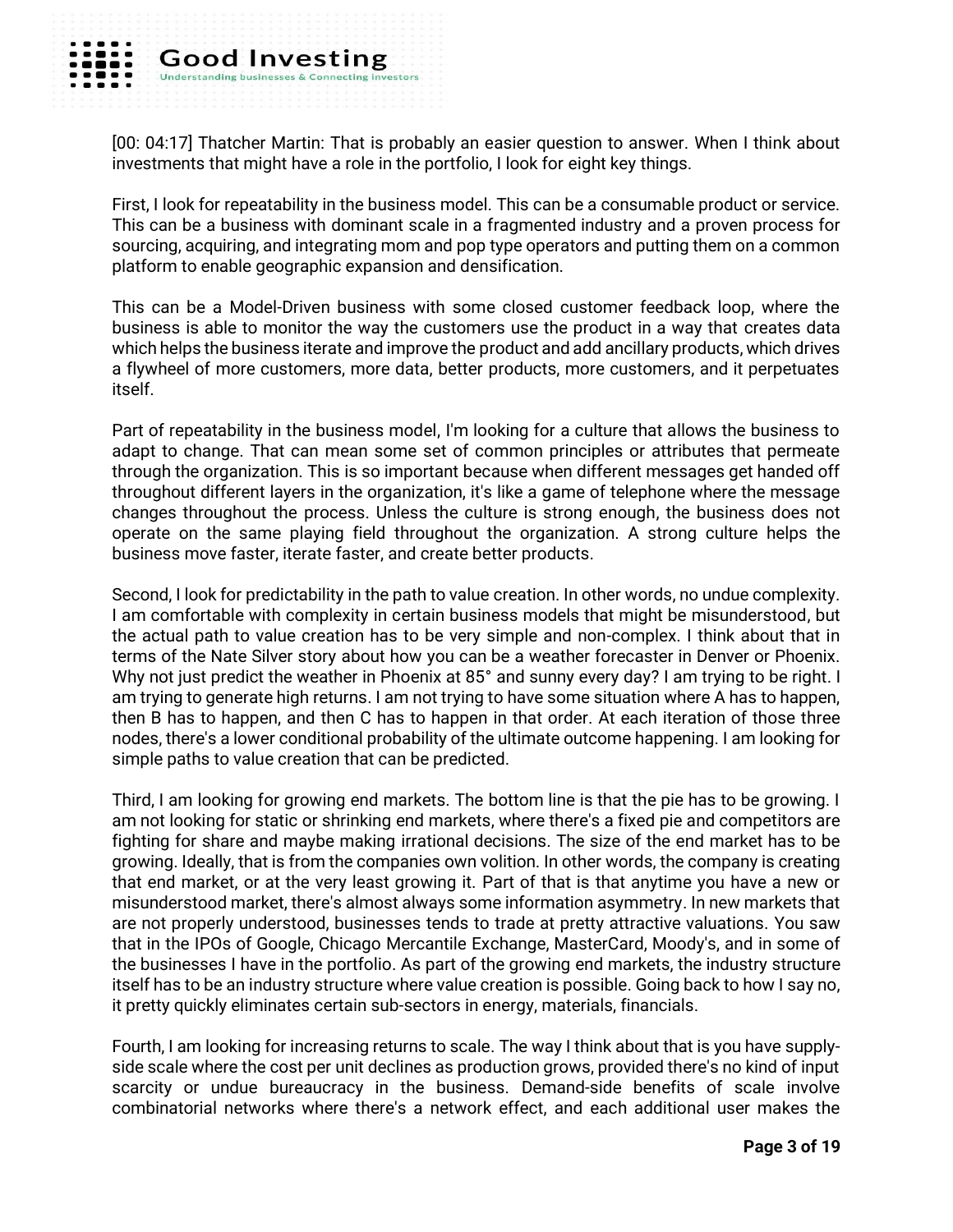[00: 04:17] Thatcher Martin: That is probably an easier question to answer. When I think about investments that might have a role in the portfolio, I look for eight key things.

First, I look for repeatability in the business model. This can be a consumable product or service. This can be a business with dominant scale in a fragmented industry and a proven process for sourcing, acquiring, and integrating mom and pop type operators and putting them on a common platform to enable geographic expansion and densification.

This can be a Model-Driven business with some closed customer feedback loop, where the business is able to monitor the way the customers use the product in a way that creates data which helps the business iterate and improve the product and add ancillary products, which drives a flywheel of more customers, more data, better products, more customers, and it perpetuates itself.

Part of repeatability in the business model, I'm looking for a culture that allows the business to adapt to change. That can mean some set of common principles or attributes that permeate through the organization. This is so important because when different messages get handed off throughout different layers in the organization, it's like a game of telephone where the message changes throughout the process. Unless the culture is strong enough, the business does not operate on the same playing field throughout the organization. A strong culture helps the business move faster, iterate faster, and create better products.

Second, I look for predictability in the path to value creation. In other words, no undue complexity. I am comfortable with complexity in certain business models that might be misunderstood, but the actual path to value creation has to be very simple and non-complex. I think about that in terms of the Nate Silver story about how you can be a weather forecaster in Denver or Phoenix. Why not just predict the weather in Phoenix at 85° and sunny every day? I am trying to be right. I am trying to generate high returns. I am not trying to have some situation where A has to happen, then B has to happen, and then C has to happen in that order. At each iteration of those three nodes, there's a lower conditional probability of the ultimate outcome happening. I am looking for simple paths to value creation that can be predicted.

Third, I am looking for growing end markets. The bottom line is that the pie has to be growing. I am not looking for static or shrinking end markets, where there's a fixed pie and competitors are fighting for share and maybe making irrational decisions. The size of the end market has to be growing. Ideally, that is from the companies own volition. In other words, the company is creating that end market, or at the very least growing it. Part of that is that anytime you have a new or misunderstood market, there's almost always some information asymmetry. In new markets that are not properly understood, businesses tends to trade at pretty attractive valuations. You saw that in the IPOs of Google, Chicago Mercantile Exchange, MasterCard, Moody's, and in some of the businesses I have in the portfolio. As part of the growing end markets, the industry structure itself has to be an industry structure where value creation is possible. Going back to how I say no, it pretty quickly eliminates certain sub-sectors in energy, materials, financials.

Fourth, I am looking for increasing returns to scale. The way I think about that is you have supply-side scale where the cost per unit declines as production grows, provided there's no kind of input scarcity or undue bureaucracy in the business. Demand-side benefits of scale involve combinatorial networks where there's a network effect, and each additional user makes the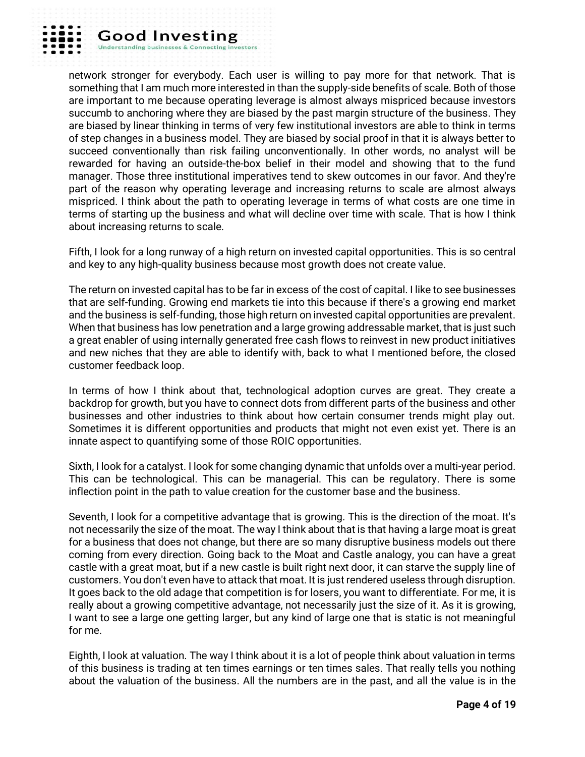network stronger for everybody. Each user is willing to pay more for that network. That is something that I am much more interested in than the supply-side benefits of scale. Both of those are important to me because operating leverage is almost always mispriced because investors succumb to anchoring where they are biased by the past margin structure of the business. They are biased by linear thinking in terms of very few institutional investors are able to think in terms of step changes in a business model. They are biased by social proof in that it is always better to succeed conventionally than risk failing unconventionally. In other words, no analyst will be rewarded for having an outside-the-box belief in their model and showing that to the fund manager. Those three institutional imperatives tend to skew outcomes in our favor. And they're part of the reason why operating leverage and increasing returns to scale are almost always mispriced. I think about the path to operating leverage in terms of what costs are one time in terms of starting up the business and what will decline over time with scale. That is how I think about increasing returns to scale.

Fifth, I look for a long runway of a high return on invested capital opportunities. This is so central and key to any high-quality business because most growth does not create value.

The return on invested capital has to be far in excess of the cost of capital. I like to see businesses that are self-funding. Growing end markets tie into this because if there's a growing end market and the business is self-funding, those high return on invested capital opportunities are prevalent. When that business has low penetration and a large growing addressable market, that is just such a great enabler of using internally generated free cash flows to reinvest in new product initiatives and new niches that they are able to identify with, back to what I mentioned before, the closed customer feedback loop.

In terms of how I think about that, technological adoption curves are great. They create a backdrop for growth, but you have to connect dots from different parts of the business and other businesses and other industries to think about how certain consumer trends might play out. Sometimes it is different opportunities and products that might not even exist yet. There is an innate aspect to quantifying some of those ROIC opportunities.

Sixth, I look for a catalyst. I look for some changing dynamic that unfolds over a multi-year period. This can be technological. This can be managerial. This can be regulatory. There is some inflection point in the path to value creation for the customer base and the business.

Seventh, I look for a competitive advantage that is growing. This is the direction of the moat. It's not necessarily the size of the moat. The way I think about that is that having a large moat is great for a business that does not change, but there are so many disruptive business models out there coming from every direction. Going back to the Moat and Castle analogy, you can have a great castle with a great moat, but if a new castle is built right next door, it can starve the supply line of customers. You don't even have to attack that moat. It is just rendered useless through disruption. It goes back to the old adage that competition is for losers, you want to differentiate. For me, it is really about a growing competitive advantage, not necessarily just the size of it. As it is growing, I want to see a large one getting larger, but any kind of large one that is static is not meaningful for me.

Eighth, I look at valuation. The way I think about it is a lot of people think about valuation in terms of this business is trading at ten times earnings or ten times sales. That really tells you nothing about the valuation of the business. All the numbers are in the past, and all the value is in the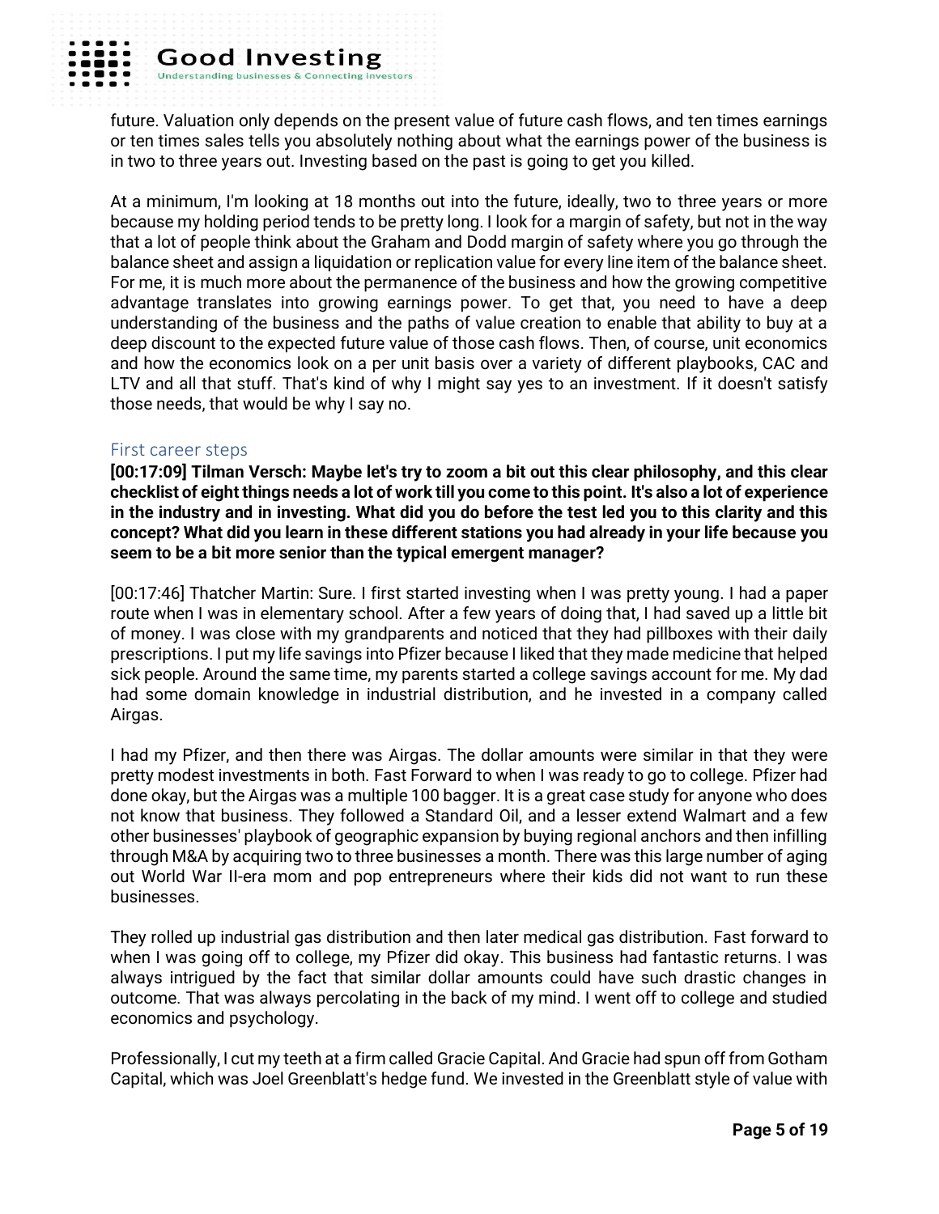future. Valuation only depends on the present value of future cash flows, and ten times earnings or ten times sales tells you absolutely nothing about what the earnings power of the business is in two to three years out. Investing based on the past is going to get you killed.

At a minimum, I'm looking at 18 months out into the future, ideally, two to three years or more because my holding period tends to be pretty long. I look for a margin of safety, but not in the way that a lot of people think about the Graham and Dodd margin of safety where you go through the balance sheet and assign a liquidation or replication value for every line item of the balance sheet. For me, it is much more about the permanence of the business and how the growing competitive advantage translates into growing earnings power. To get that, you need to have a deep understanding of the business and the paths of value creation to enable that ability to buy at a deep discount to the expected future value of those cash flows. Then, of course, unit economics and how the economics look on a per unit basis over a variety of different playbooks, CAC and LTV and all that stuff. That's kind of why I might say yes to an investment. If it doesn't satisfy those needs, that would be why I say no.

## First career steps

**[00:17:09] Tilman Versch: Maybe let's try to zoom a bit out this clear philosophy, and this clear checklist of eight things needs a lot of work till you come to this point. It's also a lot of experience in the industry and in investing. What did you do before the test led you to this clarity and this concept? What did you learn in these different stations you had already in your life because you seem to be a bit more senior than the typical emergent manager?**

[00:17:46] Thatcher Martin: Sure. I first started investing when I was pretty young. I had a paper route when I was in elementary school. After a few years of doing that, I had saved up a little bit of money. I was close with my grandparents and noticed that they had pillboxes with their daily prescriptions. I put my life savings into Pfizer because I liked that they made medicine that helped sick people. Around the same time, my parents started a college savings account for me. My dad had some domain knowledge in industrial distribution, and he invested in a company called Airgas.

I had my Pfizer, and then there was Airgas. The dollar amounts were similar in that they were pretty modest investments in both. Fast Forward to when I was ready to go to college. Pfizer had done okay, but the Airgas was a multiple 100 bagger. It is a great case study for anyone who does not know that business. They followed a Standard Oil, and a lesser extend Walmart and a few other businesses' playbook of geographic expansion by buying regional anchors and then infilling through M&A by acquiring two to three businesses a month. There was this large number of aging out World War II-era mom and pop entrepreneurs where their kids did not want to run these businesses.

They rolled up industrial gas distribution and then later medical gas distribution. Fast forward to when I was going off to college, my Pfizer did okay. This business had fantastic returns. I was always intrigued by the fact that similar dollar amounts could have such drastic changes in outcome. That was always percolating in the back of my mind. I went off to college and studied economics and psychology.

Professionally, I cut my teeth at a firm called Gracie Capital. And Gracie had spun off from Gotham Capital, which was Joel Greenblatt's hedge fund. We invested in the Greenblatt style of value with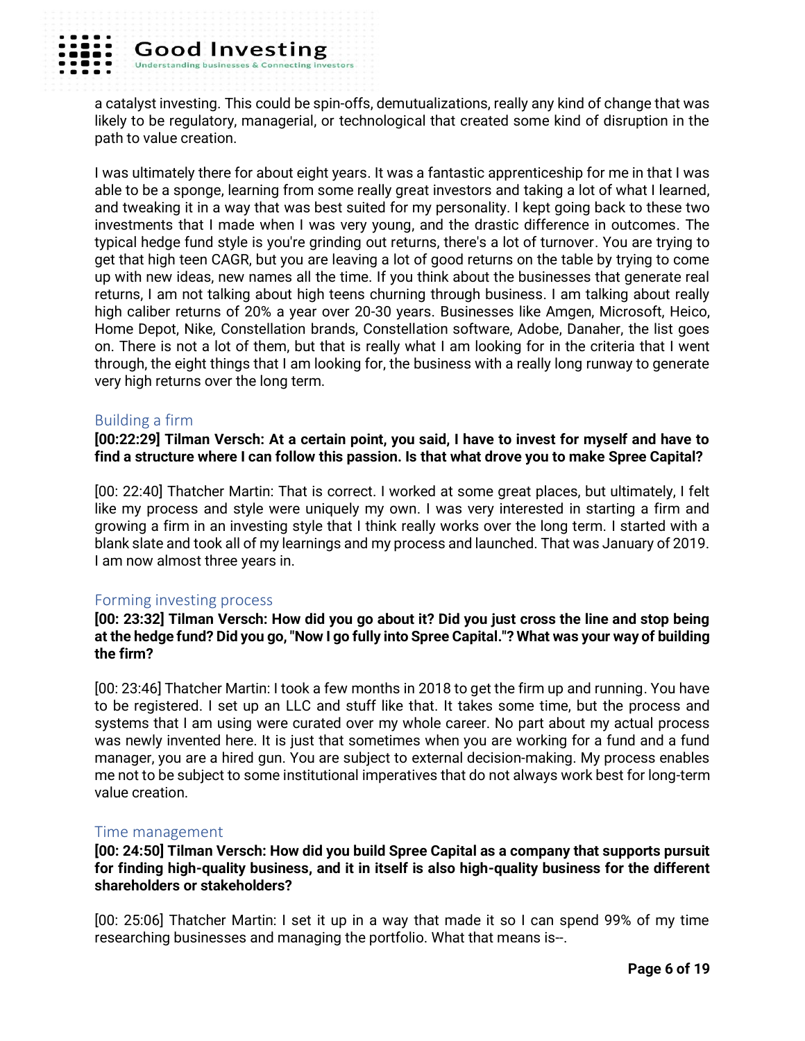a catalyst investing. This could be spin-offs, demutualizations, really any kind of change that was likely to be regulatory, managerial, or technological that created some kind of disruption in the path to value creation.

I was ultimately there for about eight years. It was a fantastic apprenticeship for me in that I was able to be a sponge, learning from some really great investors and taking a lot of what I learned, and tweaking it in a way that was best suited for my personality. I kept going back to these two investments that I made when I was very young, and the drastic difference in outcomes. The typical hedge fund style is you're grinding out returns, there's a lot of turnover. You are trying to get that high teen CAGR, but you are leaving a lot of good returns on the table by trying to come up with new ideas, new names all the time. If you think about the businesses that generate real returns, I am not talking about high teens churning through business. I am talking about really high caliber returns of 20% a year over 20-30 years. Businesses like Amgen, Microsoft, Heico, Home Depot, Nike, Constellation brands, Constellation software, Adobe, Danaher, the list goes on. There is not a lot of them, but that is really what I am looking for in the criteria that I went through, the eight things that I am looking for, the business with a really long runway to generate very high returns over the long term.

## Building a firm

**[00:22:29] Tilman Versch: At a certain point, you said, I have to invest for myself and have to find a structure where I can follow this passion. Is that what drove you to make Spree Capital?**

[00: 22:40] Thatcher Martin: That is correct. I worked at some great places, but ultimately, I felt like my process and style were uniquely my own. I was very interested in starting a firm and growing a firm in an investing style that I think really works over the long term. I started with a blank slate and took all of my learnings and my process and launched. That was January of 2019. I am now almost three years in.

## Forming investing process

**[00: 23:32] Tilman Versch: How did you go about it? Did you just cross the line and stop being at the hedge fund? Did you go, "Now I go fully into Spree Capital."? What was your way of building the firm?**

[00: 23:46] Thatcher Martin: I took a few months in 2018 to get the firm up and running. You have to be registered. I set up an LLC and stuff like that. It takes some time, but the process and systems that I am using were curated over my whole career. No part about my actual process was newly invented here. It is just that sometimes when you are working for a fund and a fund manager, you are a hired gun. You are subject to external decision-making. My process enables me not to be subject to some institutional imperatives that do not always work best for long-term value creation.

## Time management

**[00: 24:50] Tilman Versch: How did you build Spree Capital as a company that supports pursuit for finding high-quality business, and it in itself is also high-quality business for the different shareholders or stakeholders?**

[00: 25:06] Thatcher Martin: I set it up in a way that made it so I can spend 99% of my time researching businesses and managing the portfolio. What that means is--.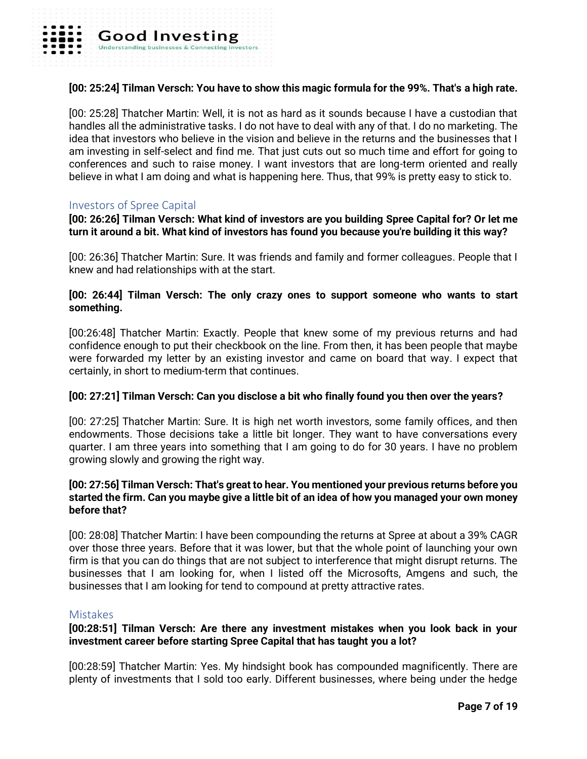**[00: 25:24] Tilman Versch: You have to show this magic formula for the 99%. That's a high rate.**

[00: 25:28] Thatcher Martin: Well, it is not as hard as it sounds because I have a custodian that handles all the administrative tasks. I do not have to deal with any of that. I do no marketing. The idea that investors who believe in the vision and believe in the returns and the businesses that I am investing in self-select and find me. That just cuts out so much time and effort for going to conferences and such to raise money. I want investors that are long-term oriented and really believe in what I am doing and what is happening here. Thus, that 99% is pretty easy to stick to.

## Investors of Spree Capital

**[00: 26:26] Tilman Versch: What kind of investors are you building Spree Capital for? Or let me turn it around a bit. What kind of investors has found you because you're building it this way?**

[00: 26:36] Thatcher Martin: Sure. It was friends and family and former colleagues. People that I knew and had relationships with at the start.

**[00: 26:44] Tilman Versch: The only crazy ones to support someone who wants to start something.**

[00:26:48] Thatcher Martin: Exactly. People that knew some of my previous returns and had confidence enough to put their checkbook on the line. From then, it has been people that maybe were forwarded my letter by an existing investor and came on board that way. I expect that certainly, in short to medium-term that continues.

**[00: 27:21] Tilman Versch: Can you disclose a bit who finally found you then over the years?**

[00: 27:25] Thatcher Martin: Sure. It is high net worth investors, some family offices, and then endowments. Those decisions take a little bit longer. They want to have conversations every quarter. I am three years into something that I am going to do for 30 years. I have no problem growing slowly and growing the right way.

**[00: 27:56] Tilman Versch: That's great to hear. You mentioned your previous returns before you started the firm. Can you maybe give a little bit of an idea of how you managed your own money before that?**

[00: 28:08] Thatcher Martin: I have been compounding the returns at Spree at about a 39% CAGR over those three years. Before that it was lower, but that the whole point of launching your own firm is that you can do things that are not subject to interference that might disrupt returns. The businesses that I am looking for, when I listed off the Microsofts, Amgens and such, the businesses that I am looking for tend to compound at pretty attractive rates.

## Mistakes

**[00:28:51] Tilman Versch: Are there any investment mistakes when you look back in your investment career before starting Spree Capital that has taught you a lot?**

[00:28:59] Thatcher Martin: Yes. My hindsight book has compounded magnificently. There are plenty of investments that I sold too early. Different businesses, where being under the hedge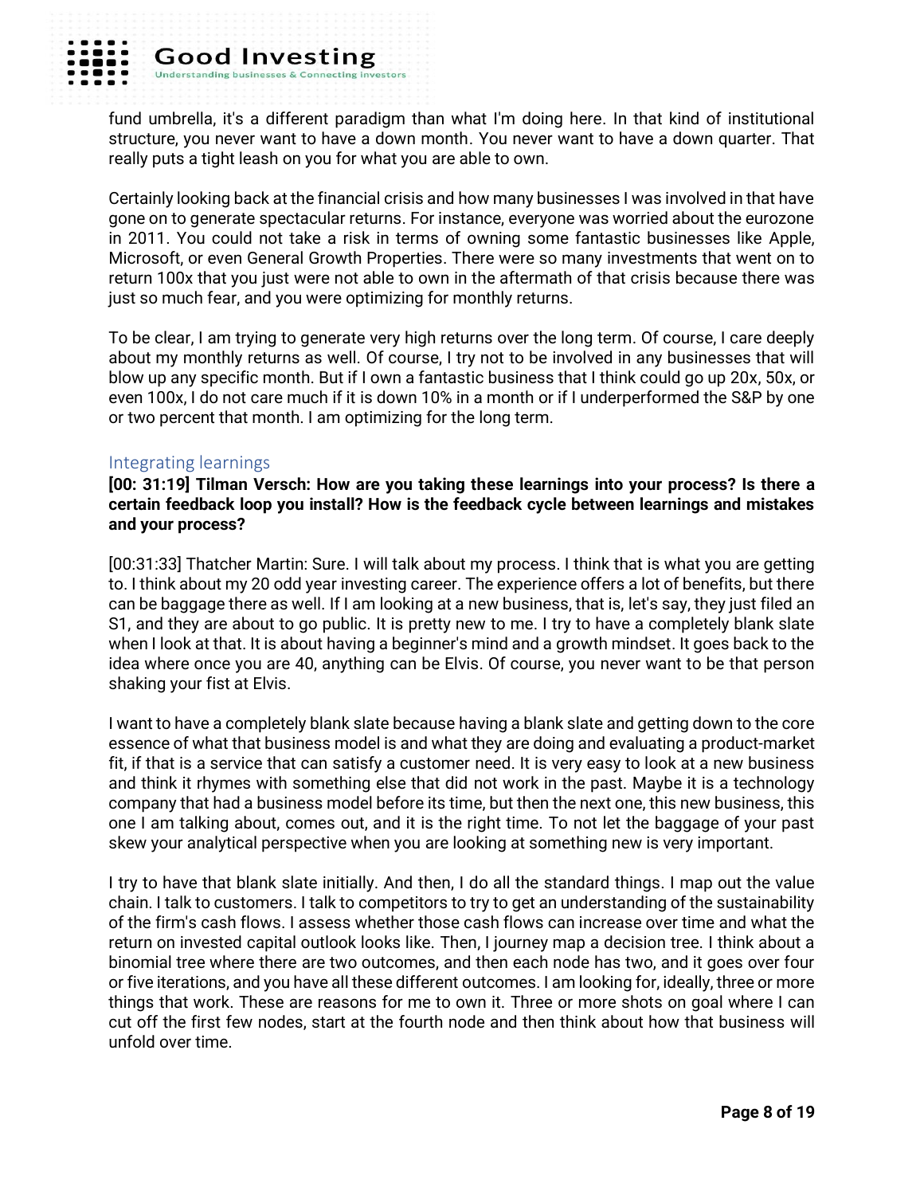fund umbrella, it's a different paradigm than what I'm doing here. In that kind of institutional structure, you never want to have a down month. You never want to have a down quarter. That really puts a tight leash on you for what you are able to own.

Certainly looking back at the financial crisis and how many businesses I was involved in that have gone on to generate spectacular returns. For instance, everyone was worried about the eurozone in 2011. You could not take a risk in terms of owning some fantastic businesses like Apple, Microsoft, or even General Growth Properties. There were so many investments that went on to return 100x that you just were not able to own in the aftermath of that crisis because there was just so much fear, and you were optimizing for monthly returns.

To be clear, I am trying to generate very high returns over the long term. Of course, I care deeply about my monthly returns as well. Of course, I try not to be involved in any businesses that will blow up any specific month. But if I own a fantastic business that I think could go up 20x, 50x, or even 100x, I do not care much if it is down 10% in a month or if I underperformed the S&P by one or two percent that month. I am optimizing for the long term.

## Integrating learnings

**[00: 31:19] Tilman Versch: How are you taking these learnings into your process? Is there a certain feedback loop you install? How is the feedback cycle between learnings and mistakes and your process?**

[00:31:33] Thatcher Martin: Sure. I will talk about my process. I think that is what you are getting to. I think about my 20 odd year investing career. The experience offers a lot of benefits, but there can be baggage there as well. If I am looking at a new business, that is, let's say, they just filed an S1, and they are about to go public. It is pretty new to me. I try to have a completely blank slate when I look at that. It is about having a beginner's mind and a growth mindset. It goes back to the idea where once you are 40, anything can be Elvis. Of course, you never want to be that person shaking your fist at Elvis.

I want to have a completely blank slate because having a blank slate and getting down to the core essence of what that business model is and what they are doing and evaluating a product-market fit, if that is a service that can satisfy a customer need. It is very easy to look at a new business and think it rhymes with something else that did not work in the past. Maybe it is a technology company that had a business model before its time, but then the next one, this new business, this one I am talking about, comes out, and it is the right time. To not let the baggage of your past skew your analytical perspective when you are looking at something new is very important.

I try to have that blank slate initially. And then, I do all the standard things. I map out the value chain. I talk to customers. I talk to competitors to try to get an understanding of the sustainability of the firm's cash flows. I assess whether those cash flows can increase over time and what the return on invested capital outlook looks like. Then, I journey map a decision tree. I think about a binomial tree where there are two outcomes, and then each node has two, and it goes over four or five iterations, and you have all these different outcomes. I am looking for, ideally, three or more things that work. These are reasons for me to own it. Three or more shots on goal where I can cut off the first few nodes, start at the fourth node and then think about how that business will unfold over time.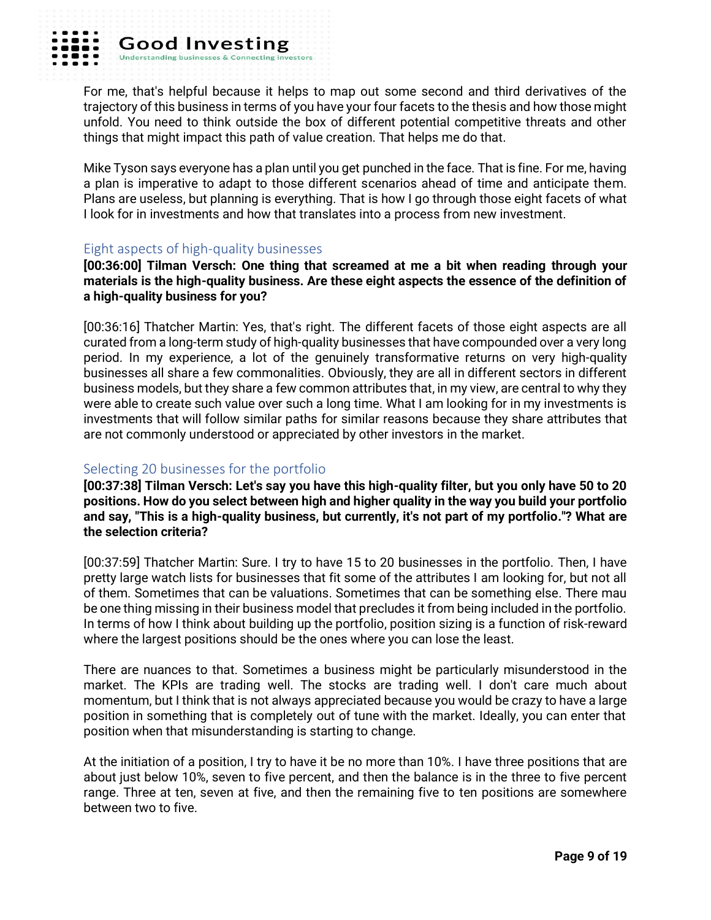For me, that's helpful because it helps to map out some second and third derivatives of the trajectory of this business in terms of you have your four facets to the thesis and how those might unfold. You need to think outside the box of different potential competitive threats and other things that might impact this path of value creation. That helps me do that.

Mike Tyson says everyone has a plan until you get punched in the face. That is fine. For me, having a plan is imperative to adapt to those different scenarios ahead of time and anticipate them. Plans are useless, but planning is everything. That is how I go through those eight facets of what I look for in investments and how that translates into a process from new investment.

## Eight aspects of high-quality businesses

**[00:36:00] Tilman Versch: One thing that screamed at me a bit when reading through your materials is the high-quality business. Are these eight aspects the essence of the definition of a high-quality business for you?**

[00:36:16] Thatcher Martin: Yes, that's right. The different facets of those eight aspects are all curated from a long-term study of high-quality businesses that have compounded over a very long period. In my experience, a lot of the genuinely transformative returns on very high-quality businesses all share a few commonalities. Obviously, they are all in different sectors in different business models, but they share a few common attributes that, in my view, are central to why they were able to create such value over such a long time. What I am looking for in my investments is investments that will follow similar paths for similar reasons because they share attributes that are not commonly understood or appreciated by other investors in the market.

## Selecting 20 businesses for the portfolio

**[00:37:38] Tilman Versch: Let's say you have this high-quality filter, but you only have 50 to 20 positions. How do you select between high and higher quality in the way you build your portfolio and say, "This is a high-quality business, but currently, it's not part of my portfolio."? What are the selection criteria?**

[00:37:59] Thatcher Martin: Sure. I try to have 15 to 20 businesses in the portfolio. Then, I have pretty large watch lists for businesses that fit some of the attributes I am looking for, but not all of them. Sometimes that can be valuations. Sometimes that can be something else. There mau be one thing missing in their business model that precludes it from being included in the portfolio. In terms of how I think about building up the portfolio, position sizing is a function of risk-reward where the largest positions should be the ones where you can lose the least.

There are nuances to that. Sometimes a business might be particularly misunderstood in the market. The KPIs are trading well. The stocks are trading well. I don't care much about momentum, but I think that is not always appreciated because you would be crazy to have a large position in something that is completely out of tune with the market. Ideally, you can enter that position when that misunderstanding is starting to change.

At the initiation of a position, I try to have it be no more than 10%. I have three positions that are about just below 10%, seven to five percent, and then the balance is in the three to five percent range. Three at ten, seven at five, and then the remaining five to ten positions are somewhere between two to five.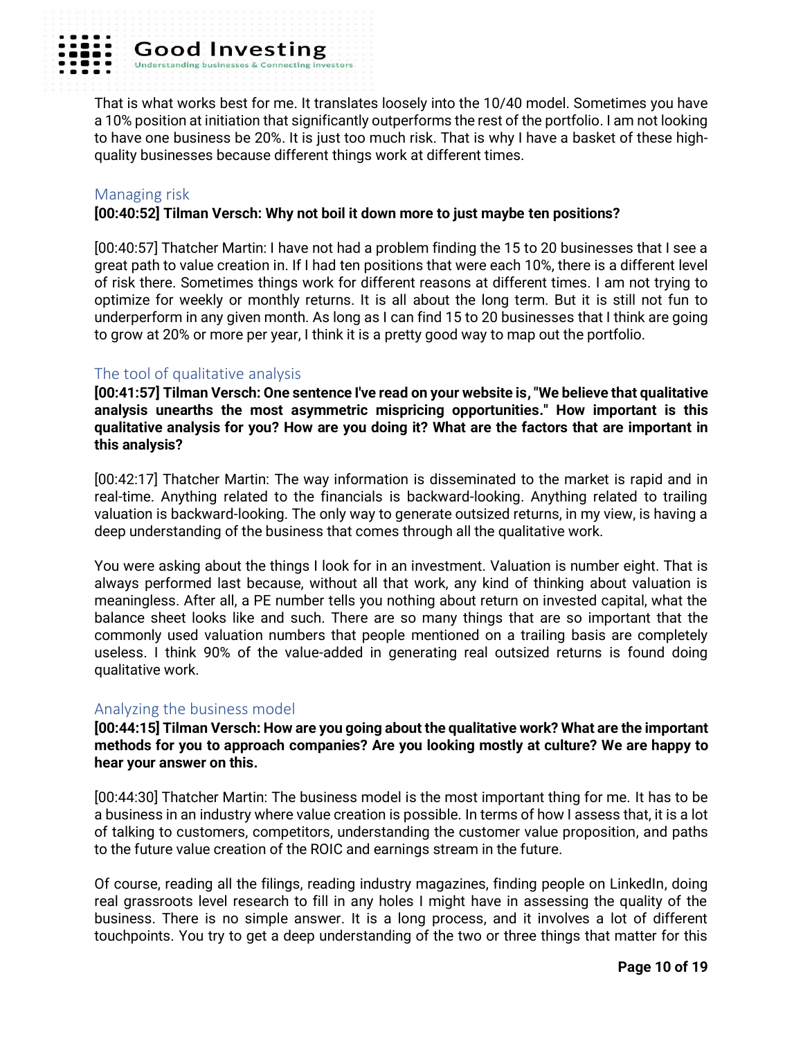That is what works best for me. It translates loosely into the 10/40 model. Sometimes you have a 10% position at initiation that significantly outperforms the rest of the portfolio. I am not looking to have one business be 20%. It is just too much risk. That is why I have a basket of these high-quality businesses because different things work at different times.

## Managing risk

**[00:40:52] Tilman Versch: Why not boil it down more to just maybe ten positions?**

[00:40:57] Thatcher Martin: I have not had a problem finding the 15 to 20 businesses that I see a great path to value creation in. If I had ten positions that were each 10%, there is a different level of risk there. Sometimes things work for different reasons at different times. I am not trying to optimize for weekly or monthly returns. It is all about the long term. But it is still not fun to underperform in any given month. As long as I can find 15 to 20 businesses that I think are going to grow at 20% or more per year, I think it is a pretty good way to map out the portfolio.

## The tool of qualitative analysis

**[00:41:57] Tilman Versch: One sentence I've read on your website is, "We believe that qualitative analysis unearths the most asymmetric mispricing opportunities." How important is this qualitative analysis for you? How are you doing it? What are the factors that are important in this analysis?**

[00:42:17] Thatcher Martin: The way information is disseminated to the market is rapid and in real-time. Anything related to the financials is backward-looking. Anything related to trailing valuation is backward-looking. The only way to generate outsized returns, in my view, is having a deep understanding of the business that comes through all the qualitative work.

You were asking about the things I look for in an investment. Valuation is number eight. That is always performed last because, without all that work, any kind of thinking about valuation is meaningless. After all, a PE number tells you nothing about return on invested capital, what the balance sheet looks like and such. There are so many things that are so important that the commonly used valuation numbers that people mentioned on a trailing basis are completely useless. I think 90% of the value-added in generating real outsized returns is found doing qualitative work.

## Analyzing the business model

**[00:44:15] Tilman Versch: How are you going about the qualitative work? What are the important methods for you to approach companies? Are you looking mostly at culture? We are happy to hear your answer on this.**

[00:44:30] Thatcher Martin: The business model is the most important thing for me. It has to be a business in an industry where value creation is possible. In terms of how I assess that, it is a lot of talking to customers, competitors, understanding the customer value proposition, and paths to the future value creation of the ROIC and earnings stream in the future.

Of course, reading all the filings, reading industry magazines, finding people on LinkedIn, doing real grassroots level research to fill in any holes I might have in assessing the quality of the business. There is no simple answer. It is a long process, and it involves a lot of different touchpoints. You try to get a deep understanding of the two or three things that matter for this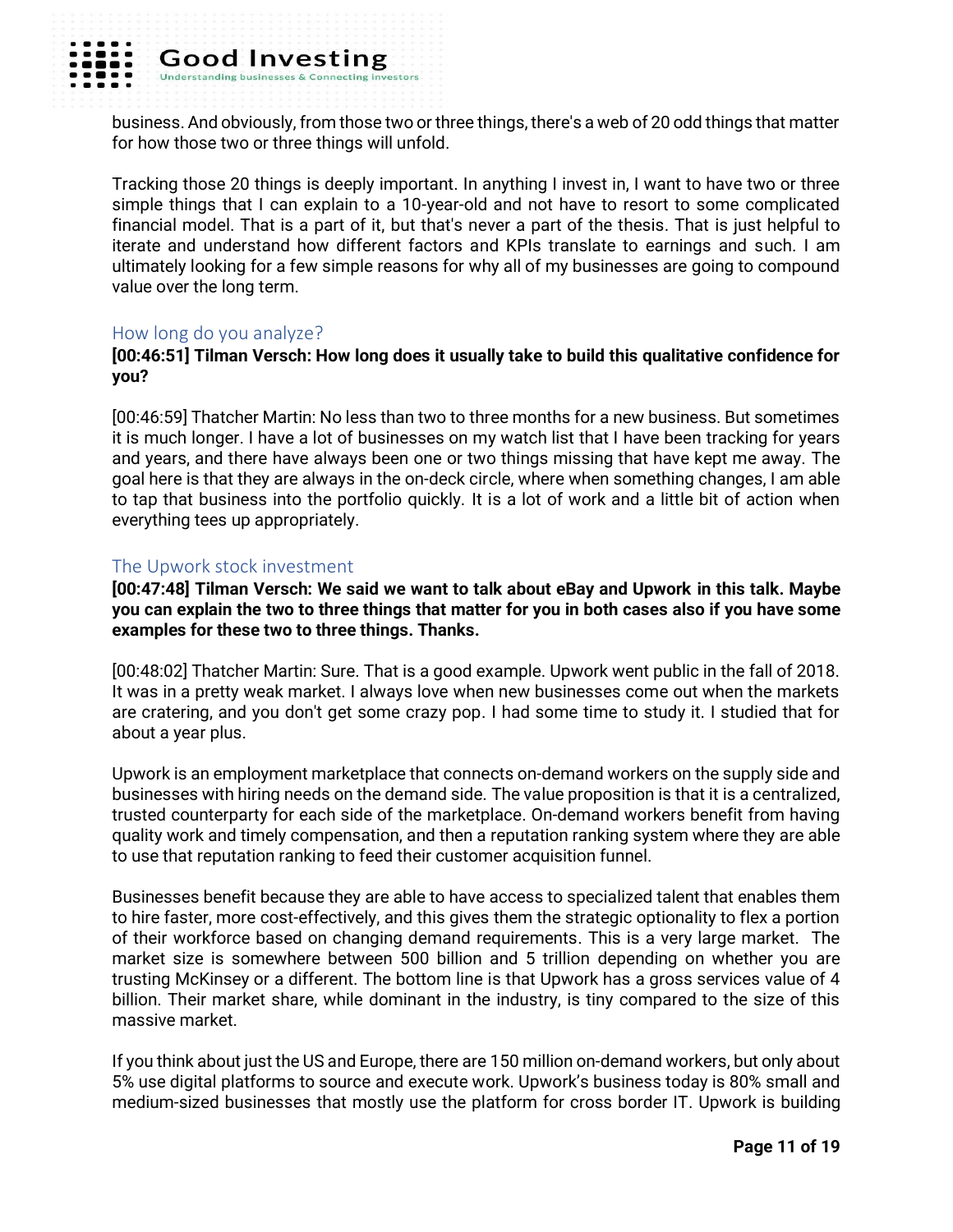business. And obviously, from those two or three things, there's a web of 20 odd things that matter for how those two or three things will unfold.

Tracking those 20 things is deeply important. In anything I invest in, I want to have two or three simple things that I can explain to a 10-year-old and not have to resort to some complicated financial model. That is a part of it, but that's never a part of the thesis. That is just helpful to iterate and understand how different factors and KPIs translate to earnings and such. I am ultimately looking for a few simple reasons for why all of my businesses are going to compound value over the long term.

## How long do you analyze?

**[00:46:51] Tilman Versch: How long does it usually take to build this qualitative confidence for you?**

[00:46:59] Thatcher Martin: No less than two to three months for a new business. But sometimes it is much longer. I have a lot of businesses on my watch list that I have been tracking for years and years, and there have always been one or two things missing that have kept me away. The goal here is that they are always in the on-deck circle, where when something changes, I am able to tap that business into the portfolio quickly. It is a lot of work and a little bit of action when everything tees up appropriately.

## The Upwork stock investment

**[00:47:48] Tilman Versch: We said we want to talk about eBay and Upwork in this talk. Maybe you can explain the two to three things that matter for you in both cases also if you have some examples for these two to three things. Thanks.**

[00:48:02] Thatcher Martin: Sure. That is a good example. Upwork went public in the fall of 2018. It was in a pretty weak market. I always love when new businesses come out when the markets are cratering, and you don't get some crazy pop. I had some time to study it. I studied that for about a year plus.

Upwork is an employment marketplace that connects on-demand workers on the supply side and businesses with hiring needs on the demand side. The value proposition is that it is a centralized, trusted counterparty for each side of the marketplace. On-demand workers benefit from having quality work and timely compensation, and then a reputation ranking system where they are able to use that reputation ranking to feed their customer acquisition funnel.

Businesses benefit because they are able to have access to specialized talent that enables them to hire faster, more cost-effectively, and this gives them the strategic optionality to flex a portion of their workforce based on changing demand requirements. This is a very large market. The market size is somewhere between 500 billion and 5 trillion depending on whether you are trusting McKinsey or a different. The bottom line is that Upwork has a gross services value of 4 billion. Their market share, while dominant in the industry, is tiny compared to the size of this massive market.

If you think about just the US and Europe, there are 150 million on-demand workers, but only about 5% use digital platforms to source and execute work. Upwork's business today is 80% small and medium-sized businesses that mostly use the platform for cross border IT. Upwork is building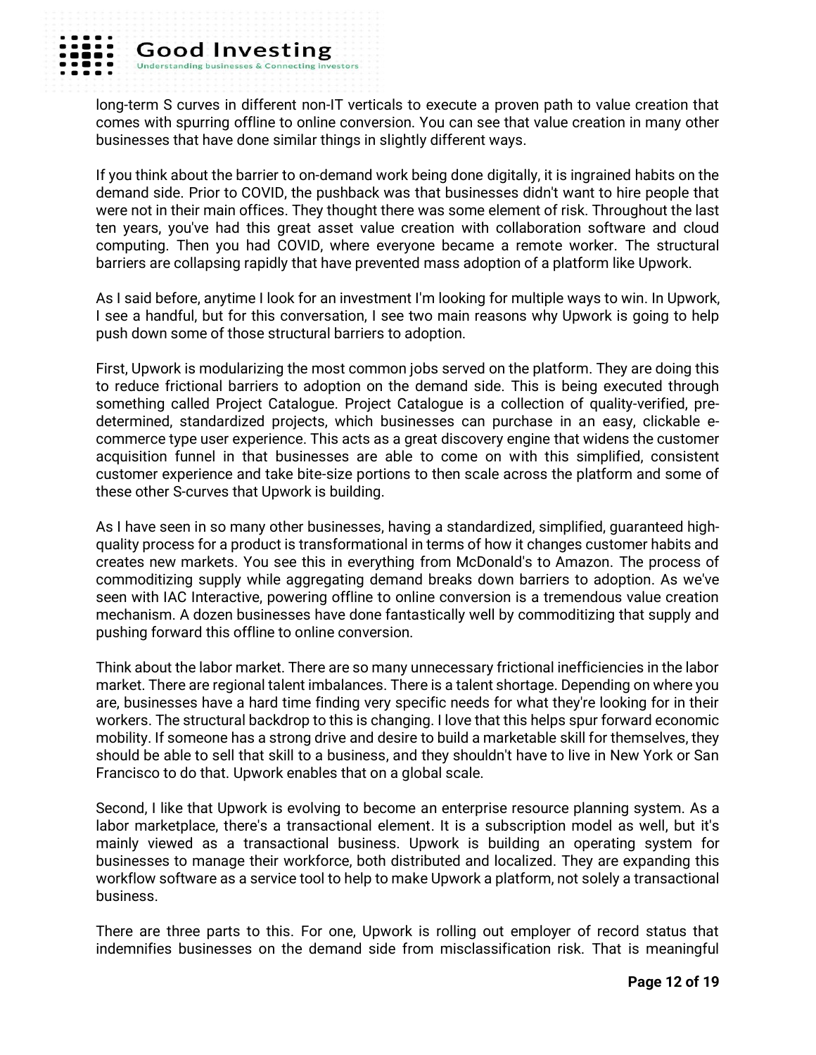long-term S curves in different non-IT verticals to execute a proven path to value creation that comes with spurring offline to online conversion. You can see that value creation in many other businesses that have done similar things in slightly different ways.

If you think about the barrier to on-demand work being done digitally, it is ingrained habits on the demand side. Prior to COVID, the pushback was that businesses didn't want to hire people that were not in their main offices. They thought there was some element of risk. Throughout the last ten years, you've had this great asset value creation with collaboration software and cloud computing. Then you had COVID, where everyone became a remote worker. The structural barriers are collapsing rapidly that have prevented mass adoption of a platform like Upwork.

As I said before, anytime I look for an investment I'm looking for multiple ways to win. In Upwork, I see a handful, but for this conversation, I see two main reasons why Upwork is going to help push down some of those structural barriers to adoption.

First, Upwork is modularizing the most common jobs served on the platform. They are doing this to reduce frictional barriers to adoption on the demand side. This is being executed through something called Project Catalogue. Project Catalogue is a collection of quality-verified, pre-determined, standardized projects, which businesses can purchase in an easy, clickable e-commerce type user experience. This acts as a great discovery engine that widens the customer acquisition funnel in that businesses are able to come on with this simplified, consistent customer experience and take bite-size portions to then scale across the platform and some of these other S-curves that Upwork is building.

As I have seen in so many other businesses, having a standardized, simplified, guaranteed high-quality process for a product is transformational in terms of how it changes customer habits and creates new markets. You see this in everything from McDonald's to Amazon. The process of commoditizing supply while aggregating demand breaks down barriers to adoption. As we've seen with IAC Interactive, powering offline to online conversion is a tremendous value creation mechanism. A dozen businesses have done fantastically well by commoditizing that supply and pushing forward this offline to online conversion.

Think about the labor market. There are so many unnecessary frictional inefficiencies in the labor market. There are regional talent imbalances. There is a talent shortage. Depending on where you are, businesses have a hard time finding very specific needs for what they're looking for in their workers. The structural backdrop to this is changing. I love that this helps spur forward economic mobility. If someone has a strong drive and desire to build a marketable skill for themselves, they should be able to sell that skill to a business, and they shouldn't have to live in New York or San Francisco to do that. Upwork enables that on a global scale.

Second, I like that Upwork is evolving to become an enterprise resource planning system. As a labor marketplace, there's a transactional element. It is a subscription model as well, but it's mainly viewed as a transactional business. Upwork is building an operating system for businesses to manage their workforce, both distributed and localized. They are expanding this workflow software as a service tool to help to make Upwork a platform, not solely a transactional business.

There are three parts to this. For one, Upwork is rolling out employer of record status that indemnifies businesses on the demand side from misclassification risk. That is meaningful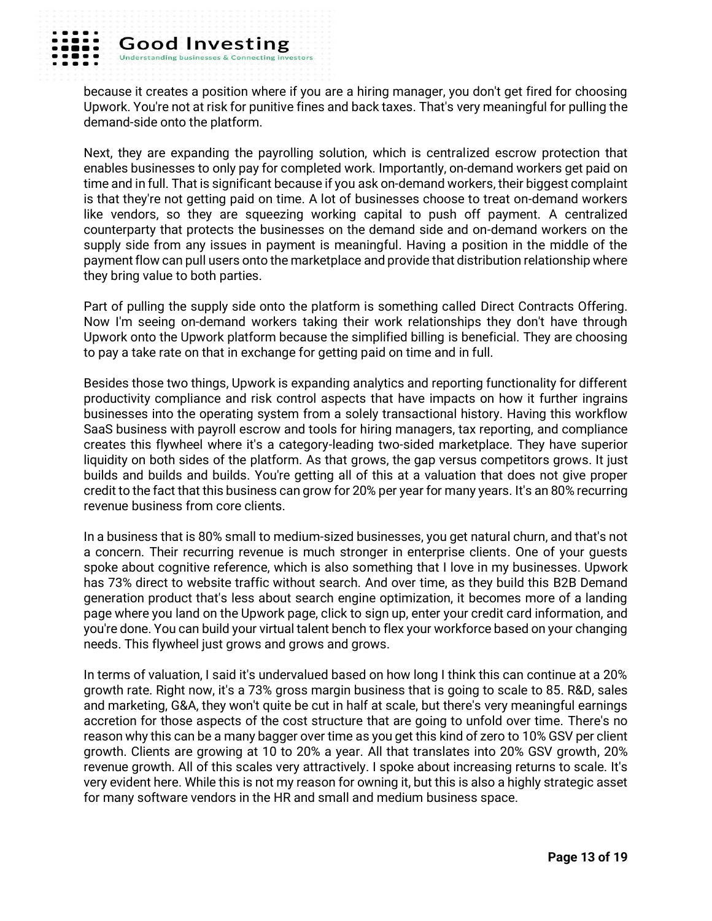because it creates a position where if you are a hiring manager, you don't get fired for choosing Upwork. You're not at risk for punitive fines and back taxes. That's very meaningful for pulling the demand-side onto the platform.

Next, they are expanding the payrolling solution, which is centralized escrow protection that enables businesses to only pay for completed work. Importantly, on-demand workers get paid on time and in full. That is significant because if you ask on-demand workers, their biggest complaint is that they're not getting paid on time. A lot of businesses choose to treat on-demand workers like vendors, so they are squeezing working capital to push off payment. A centralized counterparty that protects the businesses on the demand side and on-demand workers on the supply side from any issues in payment is meaningful. Having a position in the middle of the payment flow can pull users onto the marketplace and provide that distribution relationship where they bring value to both parties.

Part of pulling the supply side onto the platform is something called Direct Contracts Offering. Now I'm seeing on-demand workers taking their work relationships they don't have through Upwork onto the Upwork platform because the simplified billing is beneficial. They are choosing to pay a take rate on that in exchange for getting paid on time and in full.

Besides those two things, Upwork is expanding analytics and reporting functionality for different productivity compliance and risk control aspects that have impacts on how it further ingrains businesses into the operating system from a solely transactional history. Having this workflow SaaS business with payroll escrow and tools for hiring managers, tax reporting, and compliance creates this flywheel where it's a category-leading two-sided marketplace. They have superior liquidity on both sides of the platform. As that grows, the gap versus competitors grows. It just builds and builds and builds. You're getting all of this at a valuation that does not give proper credit to the fact that this business can grow for 20% per year for many years. It's an 80% recurring revenue business from core clients.

In a business that is 80% small to medium-sized businesses, you get natural churn, and that's not a concern. Their recurring revenue is much stronger in enterprise clients. One of your guests spoke about cognitive reference, which is also something that I love in my businesses. Upwork has 73% direct to website traffic without search. And over time, as they build this B2B Demand generation product that's less about search engine optimization, it becomes more of a landing page where you land on the Upwork page, click to sign up, enter your credit card information, and you're done. You can build your virtual talent bench to flex your workforce based on your changing needs. This flywheel just grows and grows and grows.

In terms of valuation, I said it's undervalued based on how long I think this can continue at a 20% growth rate. Right now, it's a 73% gross margin business that is going to scale to 85. R&D, sales and marketing, G&A, they won't quite be cut in half at scale, but there's very meaningful earnings accretion for those aspects of the cost structure that are going to unfold over time. There's no reason why this can be a many bagger over time as you get this kind of zero to 10% GSV per client growth. Clients are growing at 10 to 20% a year. All that translates into 20% GSV growth, 20% revenue growth. All of this scales very attractively. I spoke about increasing returns to scale. It's very evident here. While this is not my reason for owning it, but this is also a highly strategic asset for many software vendors in the HR and small and medium business space.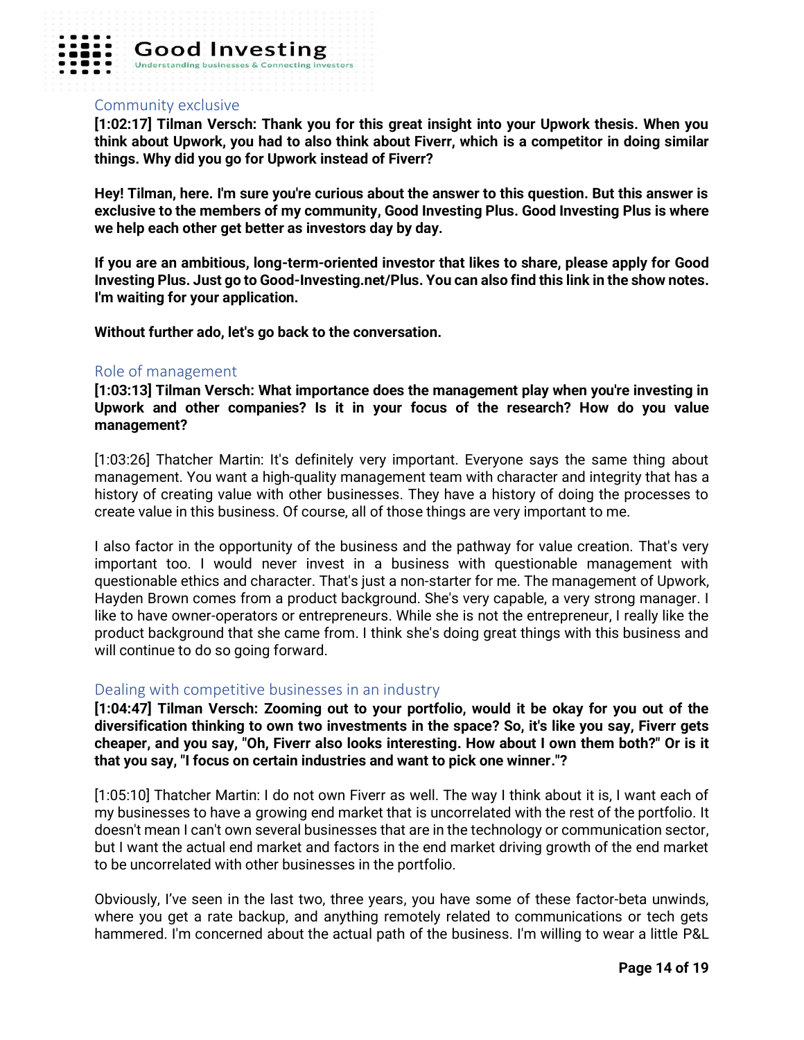## Community exclusive

**[1:02:17] Tilman Versch: Thank you for this great insight into your Upwork thesis. When you think about Upwork, you had to also think about Fiverr, which is a competitor in doing similar things. Why did you go for Upwork instead of Fiverr?**

**Hey! Tilman, here. I'm sure you're curious about the answer to this question. But this answer is exclusive to the members of my community, Good Investing Plus. Good Investing Plus is where we help each other get better as investors day by day.**

**If you are an ambitious, long-term-oriented investor that likes to share, please apply for Good Investing Plus. Just go to Good-Investing.net/Plus. You can also find this link in the show notes. I'm waiting for your application.**

**Without further ado, let's go back to the conversation.**

## Role of management

**[1:03:13] Tilman Versch: What importance does the management play when you're investing in Upwork and other companies? Is it in your focus of the research? How do you value management?**

[1:03:26] Thatcher Martin: It's definitely very important. Everyone says the same thing about management. You want a high-quality management team with character and integrity that has a history of creating value with other businesses. They have a history of doing the processes to create value in this business. Of course, all of those things are very important to me.

I also factor in the opportunity of the business and the pathway for value creation. That's very important too. I would never invest in a business with questionable management with questionable ethics and character. That's just a non-starter for me. The management of Upwork, Hayden Brown comes from a product background. She's very capable, a very strong manager. I like to have owner-operators or entrepreneurs. While she is not the entrepreneur, I really like the product background that she came from. I think she's doing great things with this business and will continue to do so going forward.

## Dealing with competitive businesses in an industry

**[1:04:47] Tilman Versch: Zooming out to your portfolio, would it be okay for you out of the diversification thinking to own two investments in the space? So, it's like you say, Fiverr gets cheaper, and you say, "Oh, Fiverr also looks interesting. How about I own them both?" Or is it that you say, "I focus on certain industries and want to pick one winner."?**

[1:05:10] Thatcher Martin: I do not own Fiverr as well. The way I think about it is, I want each of my businesses to have a growing end market that is uncorrelated with the rest of the portfolio. It doesn't mean I can't own several businesses that are in the technology or communication sector, but I want the actual end market and factors in the end market driving growth of the end market to be uncorrelated with other businesses in the portfolio.

Obviously, I've seen in the last two, three years, you have some of these factor-beta unwinds, where you get a rate backup, and anything remotely related to communications or tech gets hammered. I'm concerned about the actual path of the business. I'm willing to wear a little P&L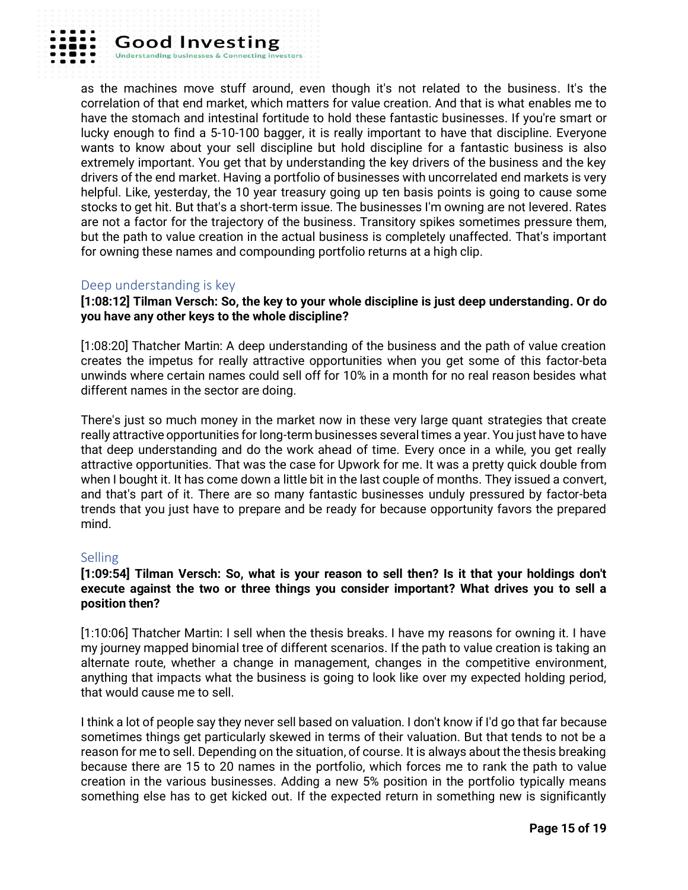as the machines move stuff around, even though it's not related to the business. It's the correlation of that end market, which matters for value creation. And that is what enables me to have the stomach and intestinal fortitude to hold these fantastic businesses. If you're smart or lucky enough to find a 5-10-100 bagger, it is really important to have that discipline. Everyone wants to know about your sell discipline but hold discipline for a fantastic business is also extremely important. You get that by understanding the key drivers of the business and the key drivers of the end market. Having a portfolio of businesses with uncorrelated end markets is very helpful. Like, yesterday, the 10 year treasury going up ten basis points is going to cause some stocks to get hit. But that's a short-term issue. The businesses I'm owning are not levered. Rates are not a factor for the trajectory of the business. Transitory spikes sometimes pressure them, but the path to value creation in the actual business is completely unaffected. That's important for owning these names and compounding portfolio returns at a high clip.

## Deep understanding is key

**[1:08:12] Tilman Versch: So, the key to your whole discipline is just deep understanding. Or do you have any other keys to the whole discipline?**

[1:08:20] Thatcher Martin: A deep understanding of the business and the path of value creation creates the impetus for really attractive opportunities when you get some of this factor-beta unwinds where certain names could sell off for 10% in a month for no real reason besides what different names in the sector are doing.

There's just so much money in the market now in these very large quant strategies that create really attractive opportunities for long-term businesses several times a year. You just have to have that deep understanding and do the work ahead of time. Every once in a while, you get really attractive opportunities. That was the case for Upwork for me. It was a pretty quick double from when I bought it. It has come down a little bit in the last couple of months. They issued a convert, and that's part of it. There are so many fantastic businesses unduly pressured by factor-beta trends that you just have to prepare and be ready for because opportunity favors the prepared mind.

## Selling

**[1:09:54] Tilman Versch: So, what is your reason to sell then? Is it that your holdings don't execute against the two or three things you consider important? What drives you to sell a position then?**

[1:10:06] Thatcher Martin: I sell when the thesis breaks. I have my reasons for owning it. I have my journey mapped binomial tree of different scenarios. If the path to value creation is taking an alternate route, whether a change in management, changes in the competitive environment, anything that impacts what the business is going to look like over my expected holding period, that would cause me to sell.

I think a lot of people say they never sell based on valuation. I don't know if I'd go that far because sometimes things get particularly skewed in terms of their valuation. But that tends to not be a reason for me to sell. Depending on the situation, of course. It is always about the thesis breaking because there are 15 to 20 names in the portfolio, which forces me to rank the path to value creation in the various businesses. Adding a new 5% position in the portfolio typically means something else has to get kicked out. If the expected return in something new is significantly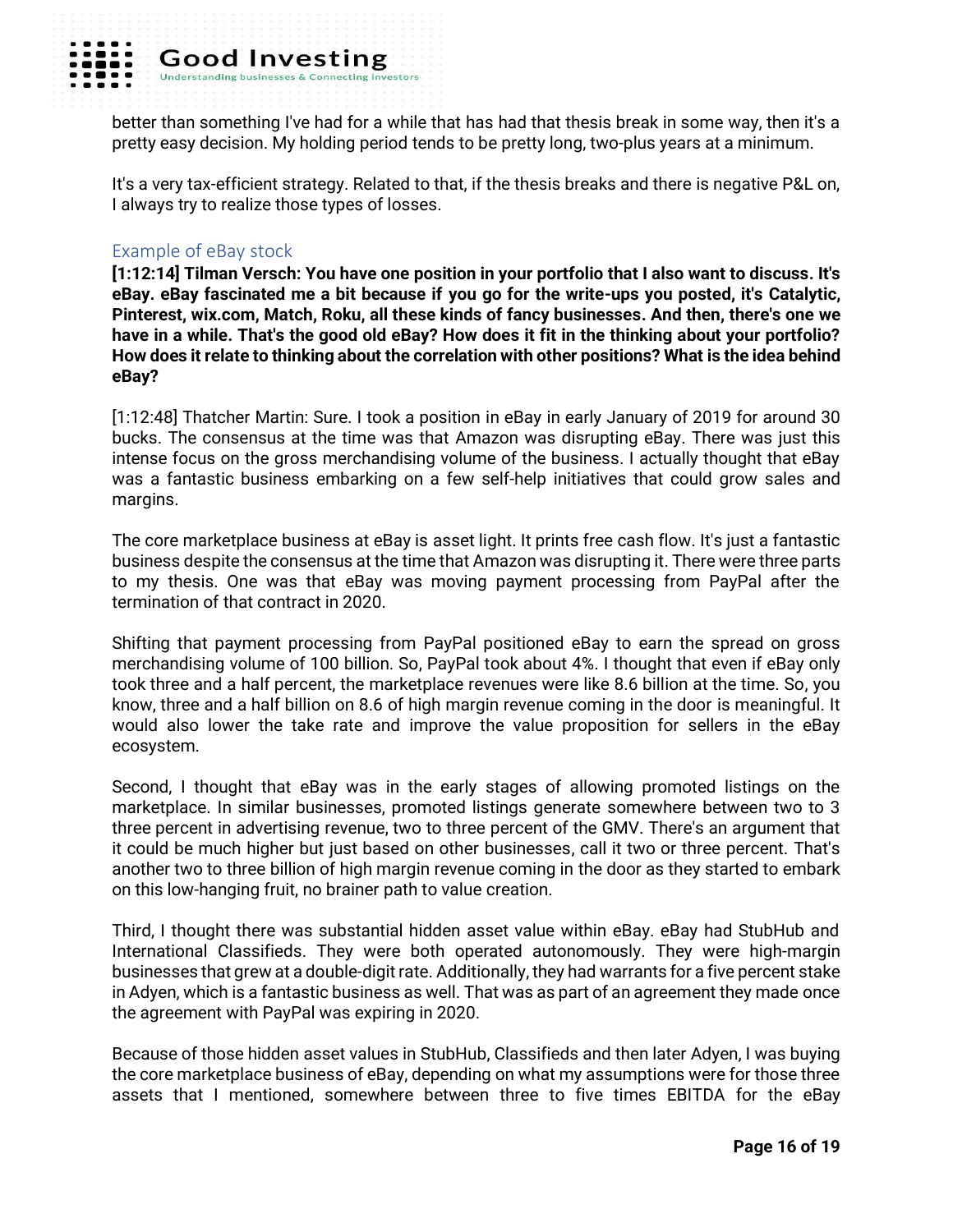better than something I've had for a while that has had that thesis break in some way, then it's a pretty easy decision. My holding period tends to be pretty long, two-plus years at a minimum.

It's a very tax-efficient strategy. Related to that, if the thesis breaks and there is negative P&L on, I always try to realize those types of losses.

## Example of eBay stock

**[1:12:14] Tilman Versch: You have one position in your portfolio that I also want to discuss. It's eBay. eBay fascinated me a bit because if you go for the write-ups you posted, it's Catalytic, Pinterest, wix.com, Match, Roku, all these kinds of fancy businesses. And then, there's one we have in a while. That's the good old eBay? How does it fit in the thinking about your portfolio? How does it relate to thinking about the correlation with other positions? What is the idea behind eBay?**

[1:12:48] Thatcher Martin: Sure. I took a position in eBay in early January of 2019 for around 30 bucks. The consensus at the time was that Amazon was disrupting eBay. There was just this intense focus on the gross merchandising volume of the business. I actually thought that eBay was a fantastic business embarking on a few self-help initiatives that could grow sales and margins.

The core marketplace business at eBay is asset light. It prints free cash flow. It's just a fantastic business despite the consensus at the time that Amazon was disrupting it. There were three parts to my thesis. One was that eBay was moving payment processing from PayPal after the termination of that contract in 2020.

Shifting that payment processing from PayPal positioned eBay to earn the spread on gross merchandising volume of 100 billion. So, PayPal took about 4%. I thought that even if eBay only took three and a half percent, the marketplace revenues were like 8.6 billion at the time. So, you know, three and a half billion on 8.6 of high margin revenue coming in the door is meaningful. It would also lower the take rate and improve the value proposition for sellers in the eBay ecosystem.

Second, I thought that eBay was in the early stages of allowing promoted listings on the marketplace. In similar businesses, promoted listings generate somewhere between two to 3 three percent in advertising revenue, two to three percent of the GMV. There's an argument that it could be much higher but just based on other businesses, call it two or three percent. That's another two to three billion of high margin revenue coming in the door as they started to embark on this low-hanging fruit, no brainer path to value creation.

Third, I thought there was substantial hidden asset value within eBay. eBay had StubHub and International Classifieds. They were both operated autonomously. They were high-margin businesses that grew at a double-digit rate. Additionally, they had warrants for a five percent stake in Adyen, which is a fantastic business as well. That was as part of an agreement they made once the agreement with PayPal was expiring in 2020.

Because of those hidden asset values in StubHub, Classifieds and then later Adyen, I was buying the core marketplace business of eBay, depending on what my assumptions were for those three assets that I mentioned, somewhere between three to five times EBITDA for the eBay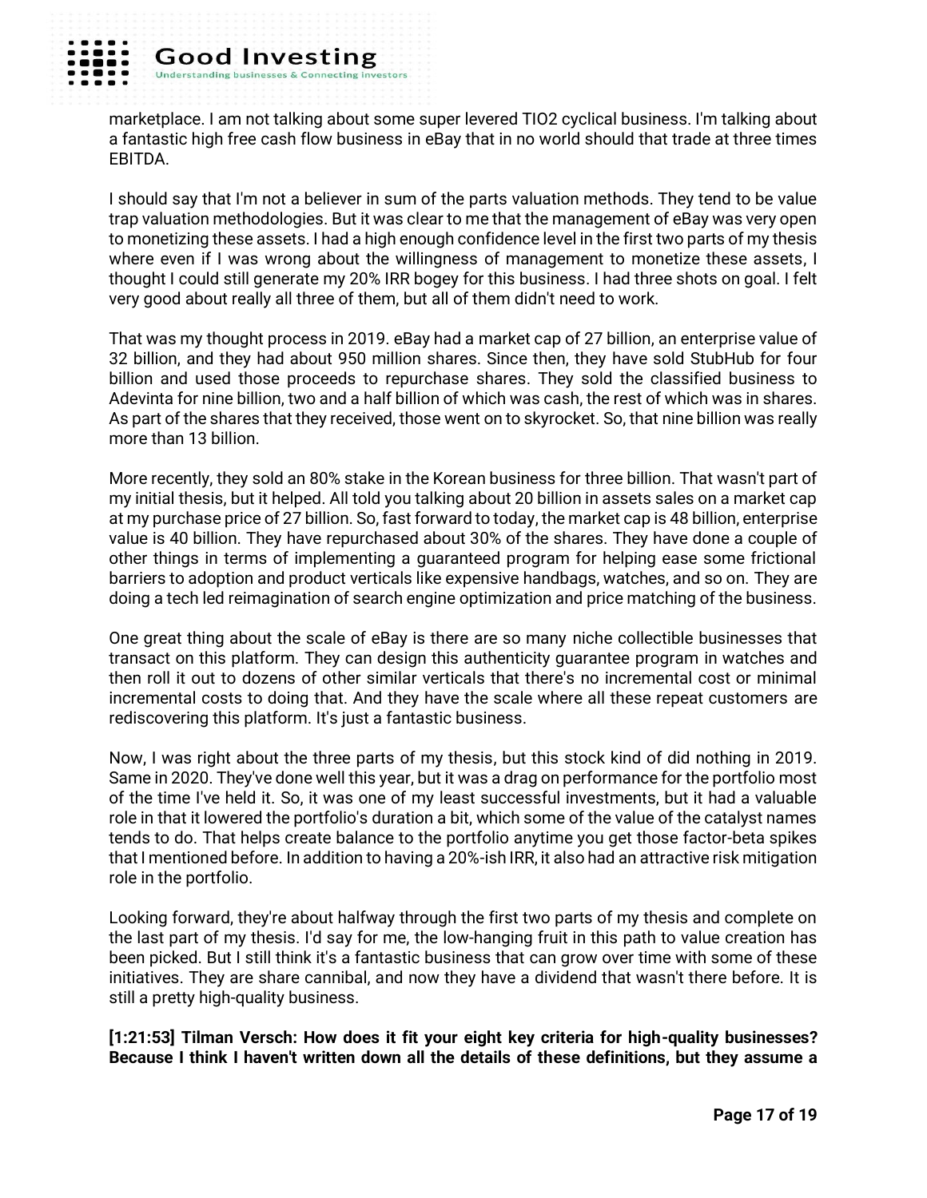marketplace. I am not talking about some super levered TIO2 cyclical business. I'm talking about a fantastic high free cash flow business in eBay that in no world should that trade at three times EBITDA.

I should say that I'm not a believer in sum of the parts valuation methods. They tend to be value trap valuation methodologies. But it was clear to me that the management of eBay was very open to monetizing these assets. I had a high enough confidence level in the first two parts of my thesis where even if I was wrong about the willingness of management to monetize these assets, I thought I could still generate my 20% IRR bogey for this business. I had three shots on goal. I felt very good about really all three of them, but all of them didn't need to work.

That was my thought process in 2019. eBay had a market cap of 27 billion, an enterprise value of 32 billion, and they had about 950 million shares. Since then, they have sold StubHub for four billion and used those proceeds to repurchase shares. They sold the classified business to Adevinta for nine billion, two and a half billion of which was cash, the rest of which was in shares. As part of the shares that they received, those went on to skyrocket. So, that nine billion was really more than 13 billion.

More recently, they sold an 80% stake in the Korean business for three billion. That wasn't part of my initial thesis, but it helped. All told you talking about 20 billion in assets sales on a market cap at my purchase price of 27 billion. So, fast forward to today, the market cap is 48 billion, enterprise value is 40 billion. They have repurchased about 30% of the shares. They have done a couple of other things in terms of implementing a guaranteed program for helping ease some frictional barriers to adoption and product verticals like expensive handbags, watches, and so on. They are doing a tech led reimagination of search engine optimization and price matching of the business.

One great thing about the scale of eBay is there are so many niche collectible businesses that transact on this platform. They can design this authenticity guarantee program in watches and then roll it out to dozens of other similar verticals that there's no incremental cost or minimal incremental costs to doing that. And they have the scale where all these repeat customers are rediscovering this platform. It's just a fantastic business.

Now, I was right about the three parts of my thesis, but this stock kind of did nothing in 2019. Same in 2020. They've done well this year, but it was a drag on performance for the portfolio most of the time I've held it. So, it was one of my least successful investments, but it had a valuable role in that it lowered the portfolio's duration a bit, which some of the value of the catalyst names tends to do. That helps create balance to the portfolio anytime you get those factor-beta spikes that I mentioned before. In addition to having a 20%-ish IRR, it also had an attractive risk mitigation role in the portfolio.

Looking forward, they're about halfway through the first two parts of my thesis and complete on the last part of my thesis. I'd say for me, the low-hanging fruit in this path to value creation has been picked. But I still think it's a fantastic business that can grow over time with some of these initiatives. They are share cannibal, and now they have a dividend that wasn't there before. It is still a pretty high-quality business.

**[1:21:53] Tilman Versch: How does it fit your eight key criteria for high-quality businesses? Because I think I haven't written down all the details of these definitions, but they assume a**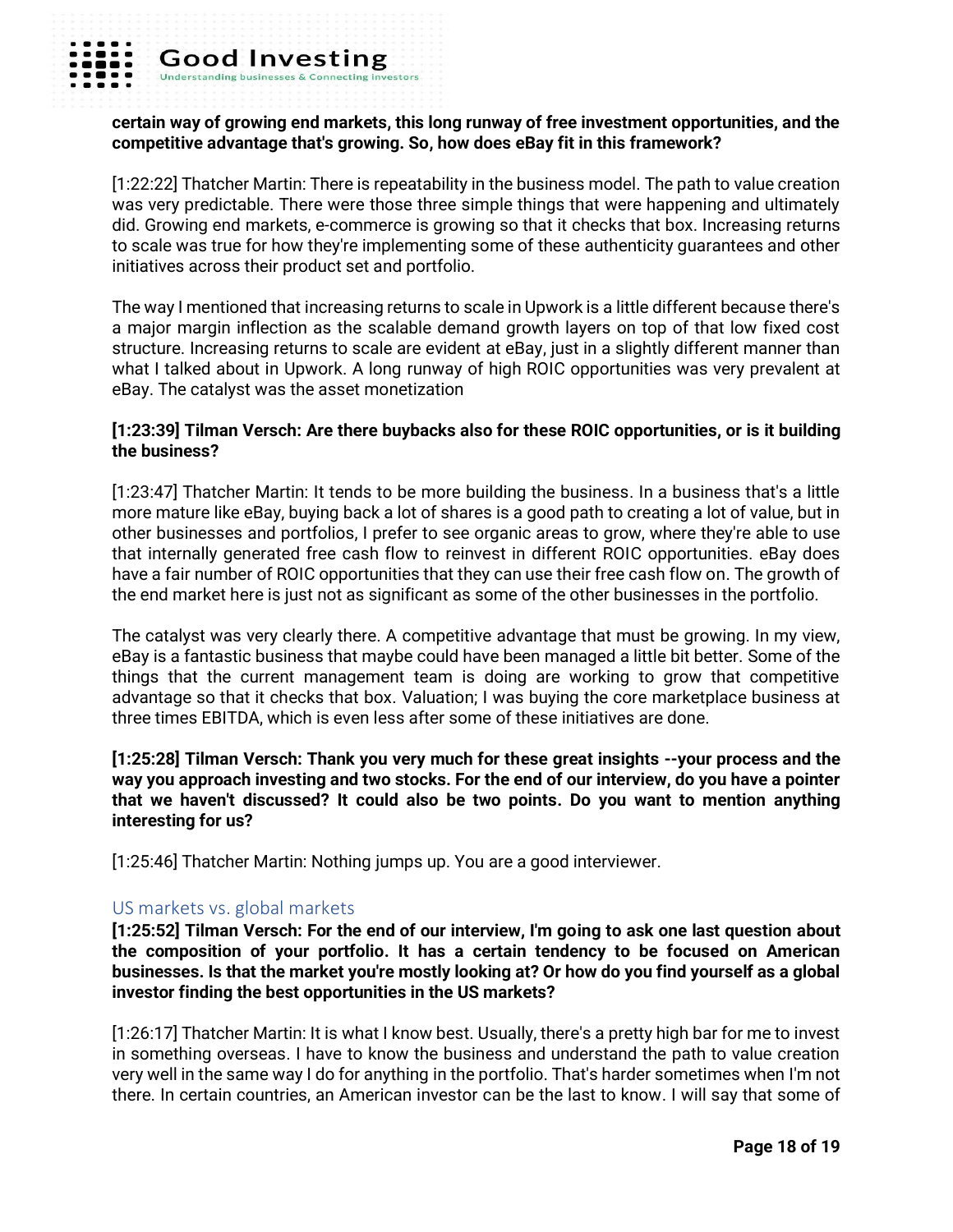**certain way of growing end markets, this long runway of free investment opportunities, and the competitive advantage that's growing. So, how does eBay fit in this framework?**

[1:22:22] Thatcher Martin: There is repeatability in the business model. The path to value creation was very predictable. There were those three simple things that were happening and ultimately did. Growing end markets, e-commerce is growing so that it checks that box. Increasing returns to scale was true for how they're implementing some of these authenticity guarantees and other initiatives across their product set and portfolio.

The way I mentioned that increasing returns to scale in Upwork is a little different because there's a major margin inflection as the scalable demand growth layers on top of that low fixed cost structure. Increasing returns to scale are evident at eBay, just in a slightly different manner than what I talked about in Upwork. A long runway of high ROIC opportunities was very prevalent at eBay. The catalyst was the asset monetization

**[1:23:39] Tilman Versch: Are there buybacks also for these ROIC opportunities, or is it building the business?**

[1:23:47] Thatcher Martin: It tends to be more building the business. In a business that's a little more mature like eBay, buying back a lot of shares is a good path to creating a lot of value, but in other businesses and portfolios, I prefer to see organic areas to grow, where they're able to use that internally generated free cash flow to reinvest in different ROIC opportunities. eBay does have a fair number of ROIC opportunities that they can use their free cash flow on. The growth of the end market here is just not as significant as some of the other businesses in the portfolio.

The catalyst was very clearly there. A competitive advantage that must be growing. In my view, eBay is a fantastic business that maybe could have been managed a little bit better. Some of the things that the current management team is doing are working to grow that competitive advantage so that it checks that box. Valuation; I was buying the core marketplace business at three times EBITDA, which is even less after some of these initiatives are done.

**[1:25:28] Tilman Versch: Thank you very much for these great insights --your process and the way you approach investing and two stocks. For the end of our interview, do you have a pointer that we haven't discussed? It could also be two points. Do you want to mention anything interesting for us?**

[1:25:46] Thatcher Martin: Nothing jumps up. You are a good interviewer.

## US markets vs. global markets

**[1:25:52] Tilman Versch: For the end of our interview, I'm going to ask one last question about the composition of your portfolio. It has a certain tendency to be focused on American businesses. Is that the market you're mostly looking at? Or how do you find yourself as a global investor finding the best opportunities in the US markets?**

[1:26:17] Thatcher Martin: It is what I know best. Usually, there's a pretty high bar for me to invest in something overseas. I have to know the business and understand the path to value creation very well in the same way I do for anything in the portfolio. That's harder sometimes when I'm not there. In certain countries, an American investor can be the last to know. I will say that some of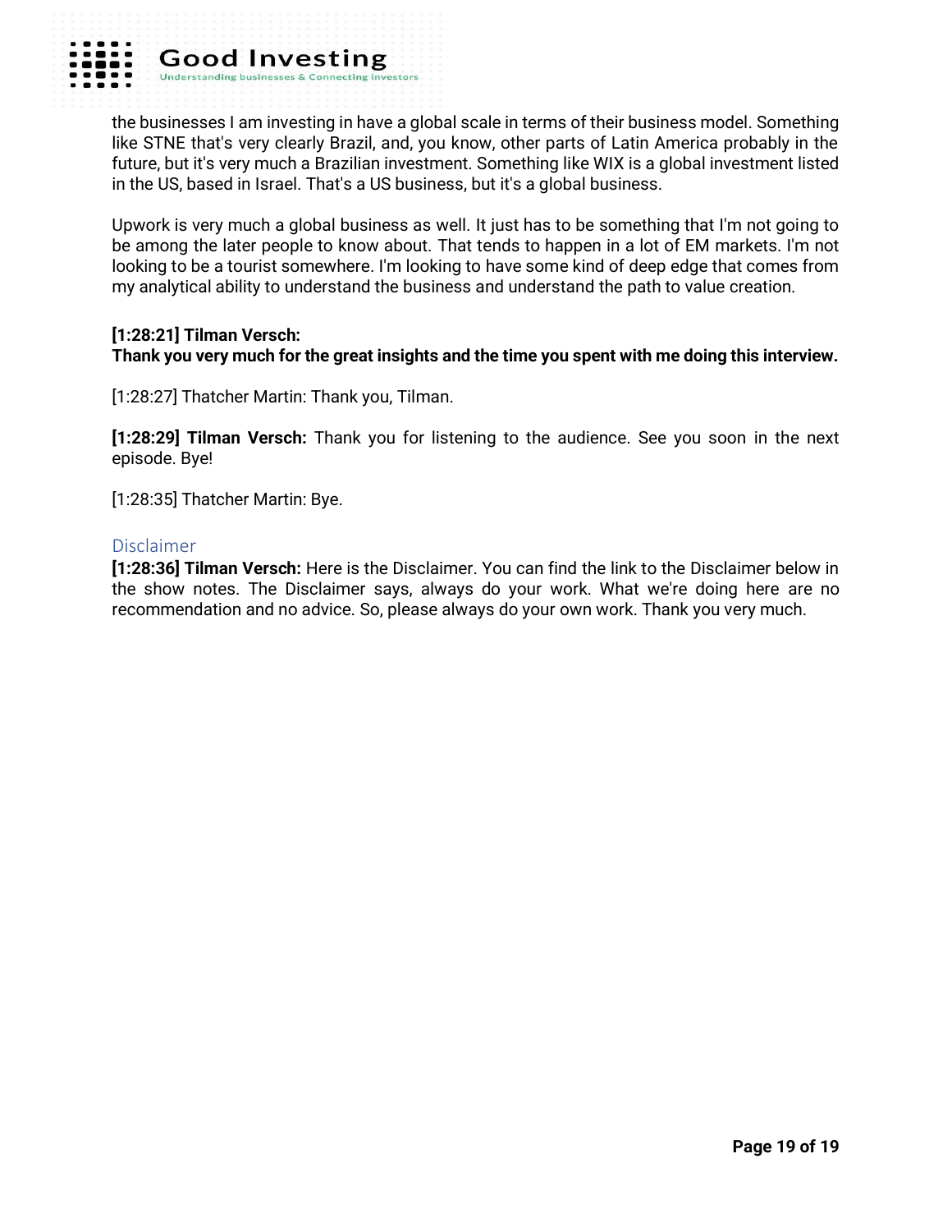the businesses I am investing in have a global scale in terms of their business model. Something like STNE that's very clearly Brazil, and, you know, other parts of Latin America probably in the future, but it's very much a Brazilian investment. Something like WIX is a global investment listed in the US, based in Israel. That's a US business, but it's a global business.

Upwork is very much a global business as well. It just has to be something that I'm not going to be among the later people to know about. That tends to happen in a lot of EM markets. I'm not looking to be a tourist somewhere. I'm looking to have some kind of deep edge that comes from my analytical ability to understand the business and understand the path to value creation.

**[1:28:21] Tilman Versch:**
**Thank you very much for the great insights and the time you spent with me doing this interview.**

[1:28:27] Thatcher Martin: Thank you, Tilman.

**[1:28:29] Tilman Versch:** Thank you for listening to the audience. See you soon in the next episode. Bye!

[1:28:35] Thatcher Martin: Bye.

## Disclaimer

**[1:28:36] Tilman Versch:** Here is the Disclaimer. You can find the link to the Disclaimer below in the show notes. The Disclaimer says, always do your work. What we're doing here are no recommendation and no advice. So, please always do your own work. Thank you very much.